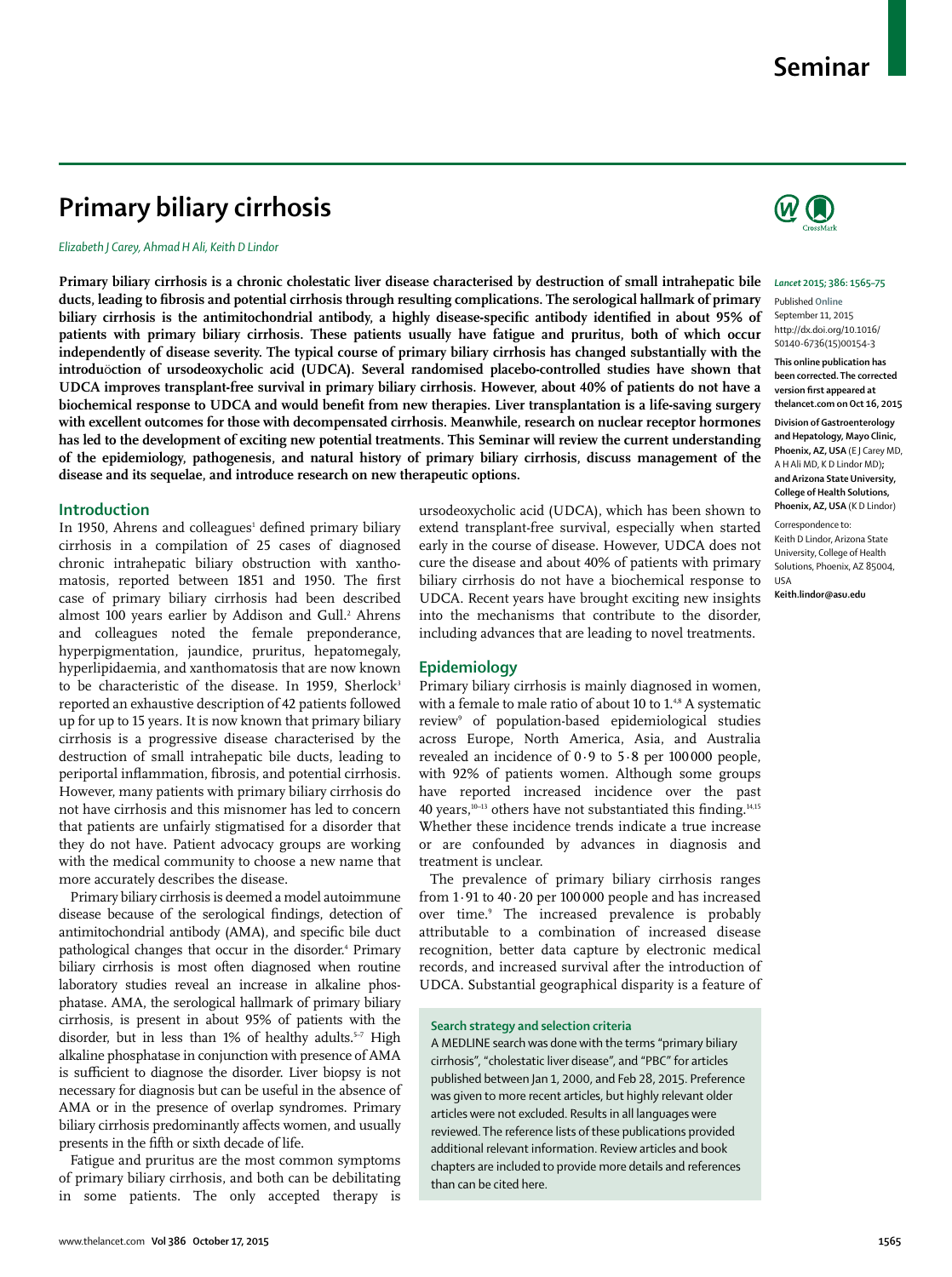# Primary biliary cirrhosis

*Elizabeth J Carey, Ahmad H Ali, Keith D Lindor*

**Primary biliary cirrhosis is a chronic cholestatic liver disease characterised by destruction of small intrahepatic bile ducts, leading to fibrosis and potential cirrhosis through resulting complications. The serological hallmark of primary biliary cirrhosis is the antimitochondrial antibody, a highly disease-specific antibody identified in about 95% of patients with primary biliary cirrhosis. These patients usually have fatigue and pruritus, both of which occur independently of disease severity. The typical course of primary biliary cirrhosis has changed substantially with the introduöction of ursodeoxycholic acid (UDCA). Several randomised placebo-controlled studies have shown that UDCA improves transplant-free survival in primary biliary cirrhosis. However, about 40% of patients do not have a biochemical response to UDCA and would benefit from new therapies. Liver transplantation is a life-saving surgery with excellent outcomes for those with decompensated cirrhosis. Meanwhile, research on nuclear receptor hormones has led to the development of exciting new potential treatments. This Seminar will review the current understanding of the epidemiology, pathogenesis, and natural history of primary biliary cirrhosis, discuss management of the disease and its sequelae, and introduce research on new therapeutic options.**

*Lancet* 2015; 386: 1565–75

Published Online September 11, 2015 http://dx.doi.org/10.1016/S0140-6736(15)00154-3

**This online publication has been corrected. The corrected version first appeared at thelancet.com on Oct 16, 2015**

**Division of Gastroenterology and Hepatology, Mayo Clinic, Phoenix, AZ, USA** (E J Carey MD, A H Ali MD, K D Lindor MD)**; and Arizona State University, College of Health Solutions, Phoenix, AZ, USA** (K D Lindor)

Correspondence to: Keith D Lindor, Arizona State University, College of Health Solutions, Phoenix, AZ 85004, USA **Keith.lindor@asu.edu**

## Introduction

In 1950, Ahrens and colleagues[1] defined primary biliary cirrhosis in a compilation of 25 cases of diagnosed chronic intrahepatic biliary obstruction with xanthomatosis, reported between 1851 and 1950. The first case of primary biliary cirrhosis had been described almost 100 years earlier by Addison and Gull.[2] Ahrens and colleagues noted the female preponderance, hyperpigmentation, jaundice, pruritus, hepatomegaly, hyperlipidaemia, and xanthomatosis that are now known to be characteristic of the disease. In 1959, Sherlock[3] reported an exhaustive description of 42 patients followed up for up to 15 years. It is now known that primary biliary cirrhosis is a progressive disease characterised by the destruction of small intrahepatic bile ducts, leading to periportal inflammation, fibrosis, and potential cirrhosis. However, many patients with primary biliary cirrhosis do not have cirrhosis and this misnomer has led to concern that patients are unfairly stigmatised for a disorder that they do not have. Patient advocacy groups are working with the medical community to choose a new name that more accurately describes the disease.

Primary biliary cirrhosis is deemed a model autoimmune disease because of the serological findings, detection of antimitochondrial antibody (AMA), and specific bile duct pathological changes that occur in the disorder.[4] Primary biliary cirrhosis is most often diagnosed when routine laboratory studies reveal an increase in alkaline phosphatase. AMA, the serological hallmark of primary biliary cirrhosis, is present in about 95% of patients with the disorder, but in less than 1% of healthy adults.[5–7] High alkaline phosphatase in conjunction with presence of AMA is sufficient to diagnose the disorder. Liver biopsy is not necessary for diagnosis but can be useful in the absence of AMA or in the presence of overlap syndromes. Primary biliary cirrhosis predominantly affects women, and usually presents in the fifth or sixth decade of life.

Fatigue and pruritus are the most common symptoms of primary biliary cirrhosis, and both can be debilitating in some patients. The only accepted therapy is ursodeoxycholic acid (UDCA), which has been shown to extend transplant-free survival, especially when started early in the course of disease. However, UDCA does not cure the disease and about 40% of patients with primary biliary cirrhosis do not have a biochemical response to UDCA. Recent years have brought exciting new insights into the mechanisms that contribute to the disorder, including advances that are leading to novel treatments.

## Epidemiology

Primary biliary cirrhosis is mainly diagnosed in women, with a female to male ratio of about 10 to 1.[4,8] A systematic review[9] of population-based epidemiological studies across Europe, North America, Asia, and Australia revealed an incidence of 0·9 to 5·8 per 100 000 people, with 92% of patients women. Although some groups have reported increased incidence over the past 40 years,[10–13] others have not substantiated this finding.[14,15] Whether these incidence trends indicate a true increase or are confounded by advances in diagnosis and treatment is unclear.

The prevalence of primary biliary cirrhosis ranges from 1·91 to 40·20 per 100 000 people and has increased over time.[9] The increased prevalence is probably attributable to a combination of increased disease recognition, better data capture by electronic medical records, and increased survival after the introduction of UDCA. Substantial geographical disparity is a feature of

### Search strategy and selection criteria

A MEDLINE search was done with the terms "primary biliary cirrhosis", "cholestatic liver disease", and "PBC" for articles published between Jan 1, 2000, and Feb 28, 2015. Preference was given to more recent articles, but highly relevant older articles were not excluded. Results in all languages were reviewed. The reference lists of these publications provided additional relevant information. Review articles and book chapters are included to provide more details and references than can be cited here.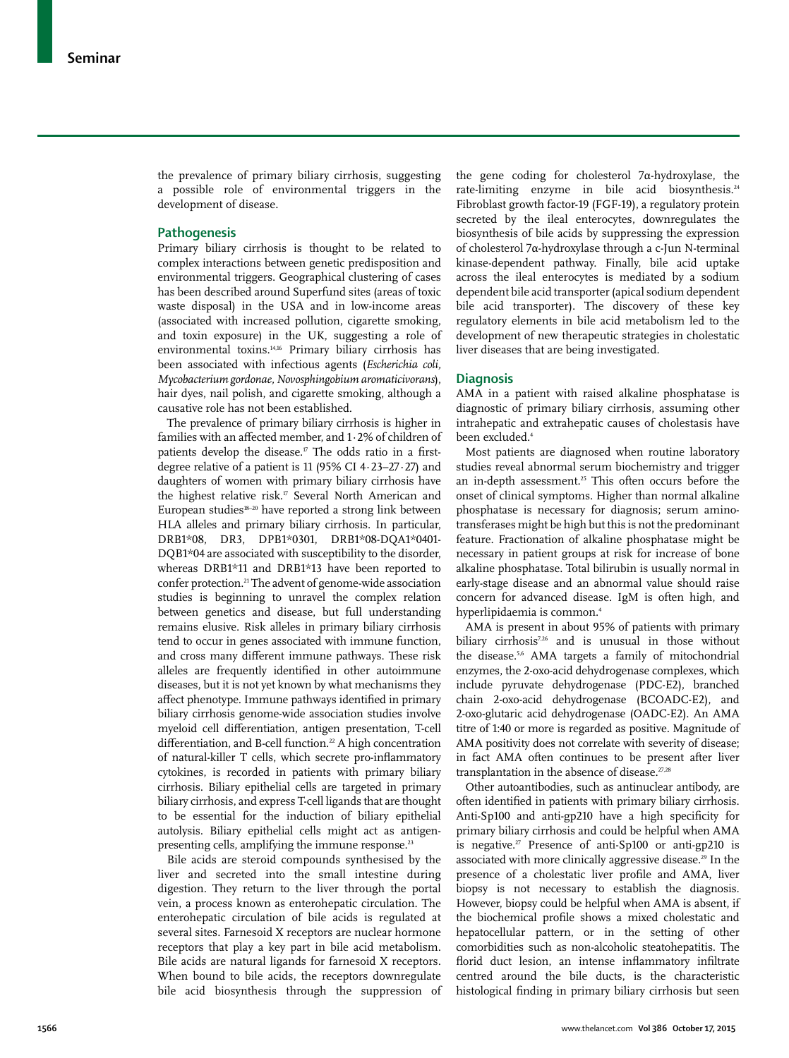the prevalence of primary biliary cirrhosis, suggesting a possible role of environmental triggers in the development of disease.

## Pathogenesis

Primary biliary cirrhosis is thought to be related to complex interactions between genetic predisposition and environmental triggers. Geographical clustering of cases has been described around Superfund sites (areas of toxic waste disposal) in the USA and in low-income areas (associated with increased pollution, cigarette smoking, and toxin exposure) in the UK, suggesting a role of environmental toxins.[14,16] Primary biliary cirrhosis has been associated with infectious agents (*Escherichia coli, Mycobacterium gordonae, Novosphingobium aromaticivorans*), hair dyes, nail polish, and cigarette smoking, although a causative role has not been established.

The prevalence of primary biliary cirrhosis is higher in families with an affected member, and 1·2% of children of patients develop the disease.[17] The odds ratio in a first-degree relative of a patient is 11 (95% CI 4·23–27·27) and daughters of women with primary biliary cirrhosis have the highest relative risk.[17] Several North American and European studies[18–20] have reported a strong link between HLA alleles and primary biliary cirrhosis. In particular, DRB1*08, DR3, DPB1*0301, DRB1*08-DQA1*0401-DQB1*04 are associated with susceptibility to the disorder, whereas DRB1*11 and DRB1*13 have been reported to confer protection.[21] The advent of genome-wide association studies is beginning to unravel the complex relation between genetics and disease, but full understanding remains elusive. Risk alleles in primary biliary cirrhosis tend to occur in genes associated with immune function, and cross many different immune pathways. These risk alleles are frequently identified in other autoimmune diseases, but it is not yet known by what mechanisms they affect phenotype. Immune pathways identified in primary biliary cirrhosis genome-wide association studies involve myeloid cell differentiation, antigen presentation, T-cell differentiation, and B-cell function.[22] A high concentration of natural-killer T cells, which secrete pro-inflammatory cytokines, is recorded in patients with primary biliary cirrhosis. Biliary epithelial cells are targeted in primary biliary cirrhosis, and express T-cell ligands that are thought to be essential for the induction of biliary epithelial autolysis. Biliary epithelial cells might act as antigen-presenting cells, amplifying the immune response.[23]

Bile acids are steroid compounds synthesised by the liver and secreted into the small intestine during digestion. They return to the liver through the portal vein, a process known as enterohepatic circulation. The enterohepatic circulation of bile acids is regulated at several sites. Farnesoid X receptors are nuclear hormone receptors that play a key part in bile acid metabolism. Bile acids are natural ligands for farnesoid X receptors. When bound to bile acids, the receptors downregulate bile acid biosynthesis through the suppression of the gene coding for cholesterol 7α-hydroxylase, the rate-limiting enzyme in bile acid biosynthesis.[24] Fibroblast growth factor-19 (FGF-19), a regulatory protein secreted by the ileal enterocytes, downregulates the biosynthesis of bile acids by suppressing the expression of cholesterol 7α-hydroxylase through a c-Jun N-terminal kinase-dependent pathway. Finally, bile acid uptake across the ileal enterocytes is mediated by a sodium dependent bile acid transporter (apical sodium dependent bile acid transporter). The discovery of these key regulatory elements in bile acid metabolism led to the development of new therapeutic strategies in cholestatic liver diseases that are being investigated.

## Diagnosis

AMA in a patient with raised alkaline phosphatase is diagnostic of primary biliary cirrhosis, assuming other intrahepatic and extrahepatic causes of cholestasis have been excluded.[4]

Most patients are diagnosed when routine laboratory studies reveal abnormal serum biochemistry and trigger an in-depth assessment.[25] This often occurs before the onset of clinical symptoms. Higher than normal alkaline phosphatase is necessary for diagnosis; serum aminotransferases might be high but this is not the predominant feature. Fractionation of alkaline phosphatase might be necessary in patient groups at risk for increase of bone alkaline phosphatase. Total bilirubin is usually normal in early-stage disease and an abnormal value should raise concern for advanced disease. IgM is often high, and hyperlipidaemia is common.[4]

AMA is present in about 95% of patients with primary biliary cirrhosis[7,26] and is unusual in those without the disease.[5,6] AMA targets a family of mitochondrial enzymes, the 2-oxo-acid dehydrogenase complexes, which include pyruvate dehydrogenase (PDC-E2), branched chain 2-oxo-acid dehydrogenase (BCOADC-E2), and 2-oxo-glutaric acid dehydrogenase (OADC-E2). An AMA titre of 1:40 or more is regarded as positive. Magnitude of AMA positivity does not correlate with severity of disease; in fact AMA often continues to be present after liver transplantation in the absence of disease.[27,28]

Other autoantibodies, such as antinuclear antibody, are often identified in patients with primary biliary cirrhosis. Anti-Sp100 and anti-gp210 have a high specificity for primary biliary cirrhosis and could be helpful when AMA is negative.[27] Presence of anti-Sp100 or anti-gp210 is associated with more clinically aggressive disease.[29] In the presence of a cholestatic liver profile and AMA, liver biopsy is not necessary to establish the diagnosis. However, biopsy could be helpful when AMA is absent, if the biochemical profile shows a mixed cholestatic and hepatocellular pattern, or in the setting of other comorbidities such as non-alcoholic steatohepatitis. The florid duct lesion, an intense inflammatory infiltrate centred around the bile ducts, is the characteristic histological finding in primary biliary cirrhosis but seen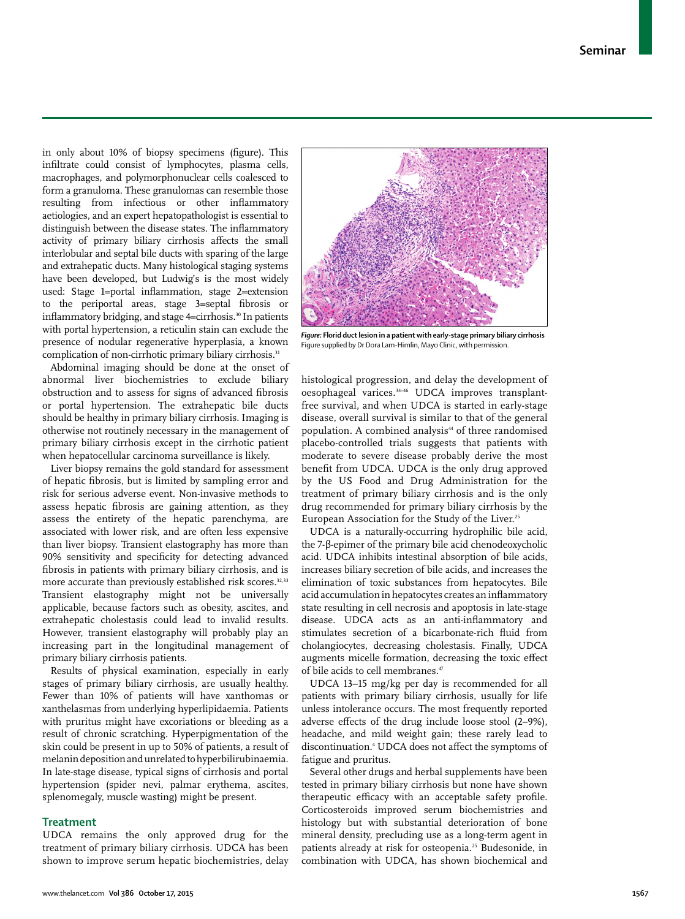in only about 10% of biopsy specimens (figure). This infiltrate could consist of lymphocytes, plasma cells, macrophages, and polymorphonuclear cells coalesced to form a granuloma. These granulomas can resemble those resulting from infectious or other inflammatory aetiologies, and an expert hepatopathologist is essential to distinguish between the disease states. The inflammatory activity of primary biliary cirrhosis affects the small interlobular and septal bile ducts with sparing of the large and extrahepatic ducts. Many histological staging systems have been developed, but Ludwig's is the most widely used: Stage 1=portal inflammation, stage 2=extension to the periportal areas, stage 3=septal fibrosis or inflammatory bridging, and stage 4=cirrhosis.[30] In patients with portal hypertension, a reticulin stain can exclude the presence of nodular regenerative hyperplasia, a known complication of non-cirrhotic primary biliary cirrhosis.[31]

Abdominal imaging should be done at the onset of abnormal liver biochemistries to exclude biliary obstruction and to assess for signs of advanced fibrosis or portal hypertension. The extrahepatic bile ducts should be healthy in primary biliary cirrhosis. Imaging is otherwise not routinely necessary in the management of primary biliary cirrhosis except in the cirrhotic patient when hepatocellular carcinoma surveillance is likely.

Liver biopsy remains the gold standard for assessment of hepatic fibrosis, but is limited by sampling error and risk for serious adverse event. Non-invasive methods to assess hepatic fibrosis are gaining attention, as they assess the entirety of the hepatic parenchyma, are associated with lower risk, and are often less expensive than liver biopsy. Transient elastography has more than 90% sensitivity and specificity for detecting advanced fibrosis in patients with primary biliary cirrhosis, and is more accurate than previously established risk scores.[32,33] Transient elastography might not be universally applicable, because factors such as obesity, ascites, and extrahepatic cholestasis could lead to invalid results. However, transient elastography will probably play an increasing part in the longitudinal management of primary biliary cirrhosis patients.

Results of physical examination, especially in early stages of primary biliary cirrhosis, are usually healthy. Fewer than 10% of patients will have xanthomas or xanthelasmas from underlying hyperlipidaemia. Patients with pruritus might have excoriations or bleeding as a result of chronic scratching. Hyperpigmentation of the skin could be present in up to 50% of patients, a result of melanin deposition and unrelated to hyperbilirubinaemia. In late-stage disease, typical signs of cirrhosis and portal hypertension (spider nevi, palmar erythema, ascites, splenomegaly, muscle wasting) might be present.

## Treatment

UDCA remains the only approved drug for the treatment of primary biliary cirrhosis. UDCA has been shown to improve serum hepatic biochemistries, delay histological progression, and delay the development of oesophageal varices.[34–46] UDCA improves transplant-free survival, and when UDCA is started in early-stage disease, overall survival is similar to that of the general population. A combined analysis[44] of three randomised placebo-controlled trials suggests that patients with moderate to severe disease probably derive the most benefit from UDCA. UDCA is the only drug approved by the US Food and Drug Administration for the treatment of primary biliary cirrhosis and is the only drug recommended for primary biliary cirrhosis by the European Association for the Study of the Liver.[25]

UDCA is a naturally-occurring hydrophilic bile acid, the 7-β-epimer of the primary bile acid chenodeoxycholic acid. UDCA inhibits intestinal absorption of bile acids, increases biliary secretion of bile acids, and increases the elimination of toxic substances from hepatocytes. Bile acid accumulation in hepatocytes creates an inflammatory state resulting in cell necrosis and apoptosis in late-stage disease. UDCA acts as an anti-inflammatory and stimulates secretion of a bicarbonate-rich fluid from cholangiocytes, decreasing cholestasis. Finally, UDCA augments micelle formation, decreasing the toxic effect of bile acids to cell membranes.[47]

UDCA 13–15 mg/kg per day is recommended for all patients with primary biliary cirrhosis, usually for life unless intolerance occurs. The most frequently reported adverse effects of the drug include loose stool (2–9%), headache, and mild weight gain; these rarely lead to discontinuation.[4] UDCA does not affect the symptoms of fatigue and pruritus.

Several other drugs and herbal supplements have been tested in primary biliary cirrhosis but none have shown therapeutic efficacy with an acceptable safety profile. Corticosteroids improved serum biochemistries and histology but with substantial deterioration of bone mineral density, precluding use as a long-term agent in patients already at risk for osteopenia.[25] Budesonide, in combination with UDCA, has shown biochemical and

***Figure:* Florid duct lesion in a patient with early-stage primary biliary cirrhosis**
Figure supplied by Dr Dora Lam-Himlin, Mayo Clinic, with permission.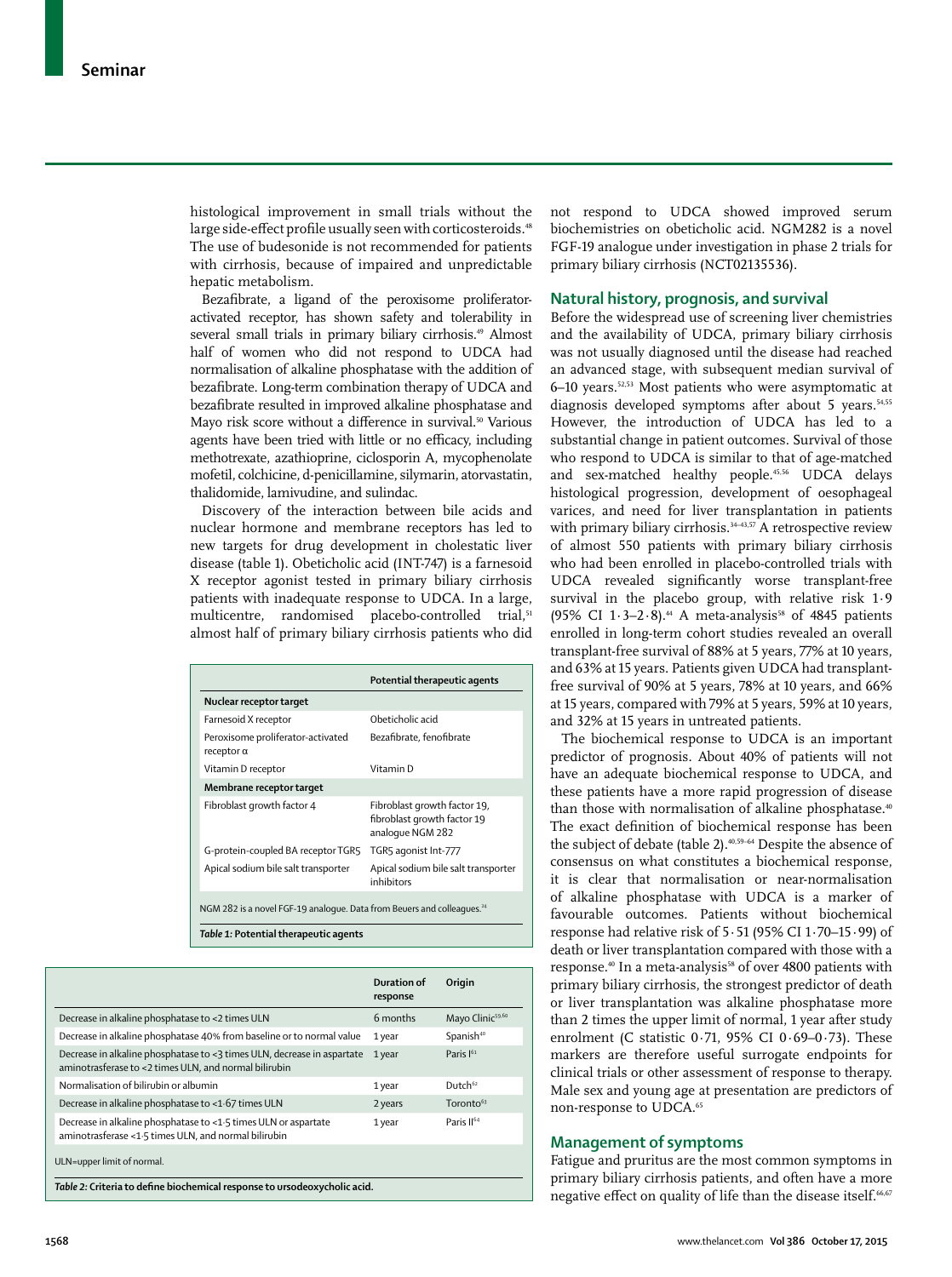histological improvement in small trials without the large side-effect profile usually seen with corticosteroids.[48] The use of budesonide is not recommended for patients with cirrhosis, because of impaired and unpredictable hepatic metabolism.

Bezafibrate, a ligand of the peroxisome proliferator-activated receptor, has shown safety and tolerability in several small trials in primary biliary cirrhosis.[49] Almost half of women who did not respond to UDCA had normalisation of alkaline phosphatase with the addition of bezafibrate. Long-term combination therapy of UDCA and bezafibrate resulted in improved alkaline phosphatase and Mayo risk score without a difference in survival.[50] Various agents have been tried with little or no efficacy, including methotrexate, azathioprine, ciclosporin A, mycophenolate mofetil, colchicine, d-penicillamine, silymarin, atorvastatin, thalidomide, lamivudine, and sulindac.

Discovery of the interaction between bile acids and nuclear hormone and membrane receptors has led to new targets for drug development in cholestatic liver disease (table 1). Obeticholic acid (INT-747) is a farnesoid X receptor agonist tested in primary biliary cirrhosis patients with inadequate response to UDCA. In a large, multicentre, randomised placebo-controlled trial,[51] almost half of primary biliary cirrhosis patients who did not respond to UDCA showed improved serum biochemistries on obeticholic acid. NGM282 is a novel FGF-19 analogue under investigation in phase 2 trials for primary biliary cirrhosis (NCT02135536).

| | Potential therapeutic agents |
|---|---|
| **Nuclear receptor target** | |
| Farnesoid X receptor | Obeticholic acid |
| Peroxisome proliferator-activated receptor α | Bezafibrate, fenofibrate |
| Vitamin D receptor | Vitamin D |
| **Membrane receptor target** | |
| Fibroblast growth factor 4 | Fibroblast growth factor 19, fibroblast growth factor 19 analogue NGM 282 |
| G-protein-coupled BA receptor TGR5 | TGR5 agonist Int-777 |
| Apical sodium bile salt transporter | Apical sodium bile salt transporter inhibitors |

NGM 282 is a novel FGF-19 analogue. Data from Beuers and colleagues.[34]

*Table 1:* **Potential therapeutic agents**

| | Duration of response | Origin |
|---|---|---|
| Decrease in alkaline phosphatase to <2 times ULN | 6 months | Mayo Clinic[59,60] |
| Decrease in alkaline phosphatase 40% from baseline or to normal value | 1 year | Spanish[40] |
| Decrease in alkaline phosphatase to <3 times ULN, decrease in aspartate aminotrasferase to <2 times ULN, and normal bilirubin | 1 year | Paris I[61] |
| Normalisation of bilirubin or albumin | 1 year | Dutch[62] |
| Decrease in alkaline phosphatase to <1·67 times ULN | 2 years | Toronto[63] |
| Decrease in alkaline phosphatase to <1·5 times ULN or aspartate aminotrasferase <1·5 times ULN, and normal bilirubin | 1 year | Paris II[64] |

ULN=upper limit of normal.

*Table 2:* **Criteria to define biochemical response to ursodeoxycholic acid.**

## Natural history, prognosis, and survival

Before the widespread use of screening liver chemistries and the availability of UDCA, primary biliary cirrhosis was not usually diagnosed until the disease had reached an advanced stage, with subsequent median survival of 6–10 years.[52,53] Most patients who were asymptomatic at diagnosis developed symptoms after about 5 years.[54,55] However, the introduction of UDCA has led to a substantial change in patient outcomes. Survival of those who respond to UDCA is similar to that of age-matched and sex-matched healthy people.[45,56] UDCA delays histological progression, development of oesophageal varices, and need for liver transplantation in patients with primary biliary cirrhosis.[34–43,57] A retrospective review of almost 550 patients with primary biliary cirrhosis who had been enrolled in placebo-controlled trials with UDCA revealed significantly worse transplant-free survival in the placebo group, with relative risk 1·9 (95% CI 1·3–2·8).[44] A meta-analysis[58] of 4845 patients enrolled in long-term cohort studies revealed an overall transplant-free survival of 88% at 5 years, 77% at 10 years, and 63% at 15 years. Patients given UDCA had transplant-free survival of 90% at 5 years, 78% at 10 years, and 66% at 15 years, compared with 79% at 5 years, 59% at 10 years, and 32% at 15 years in untreated patients.

The biochemical response to UDCA is an important predictor of prognosis. About 40% of patients will not have an adequate biochemical response to UDCA, and these patients have a more rapid progression of disease than those with normalisation of alkaline phosphatase.[40] The exact definition of biochemical response has been the subject of debate (table 2).[40,59–64] Despite the absence of consensus on what constitutes a biochemical response, it is clear that normalisation or near-normalisation of alkaline phosphatase with UDCA is a marker of favourable outcomes. Patients without biochemical response had relative risk of 5·51 (95% CI 1·70–15·99) of death or liver transplantation compared with those with a response.[40] In a meta-analysis[58] of over 4800 patients with primary biliary cirrhosis, the strongest predictor of death or liver transplantation was alkaline phosphatase more than 2 times the upper limit of normal, 1 year after study enrolment (C statistic 0·71, 95% CI 0·69–0·73). These markers are therefore useful surrogate endpoints for clinical trials or other assessment of response to therapy. Male sex and young age at presentation are predictors of non-response to UDCA.[65]

## Management of symptoms

Fatigue and pruritus are the most common symptoms in primary biliary cirrhosis patients, and often have a more negative effect on quality of life than the disease itself.[66,67]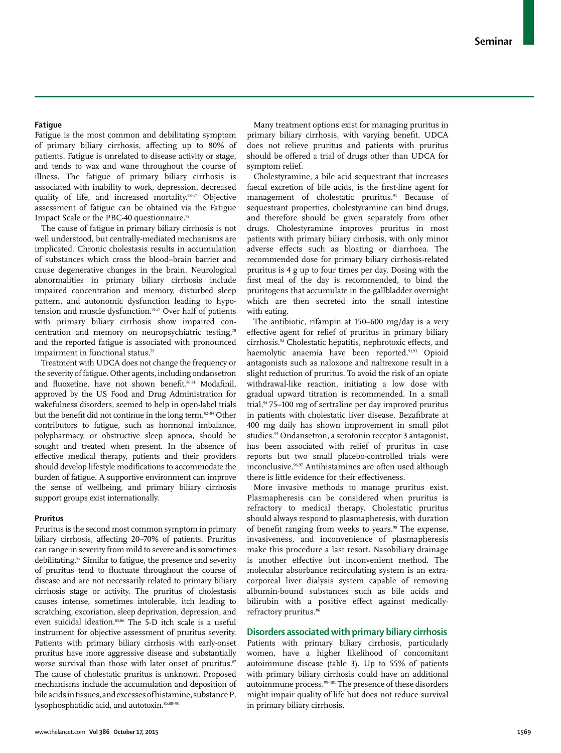### Fatigue

Fatigue is the most common and debilitating symptom of primary biliary cirrhosis, affecting up to 80% of patients. Fatigue is unrelated to disease activity or stage, and tends to wax and wane throughout the course of illness. The fatigue of primary biliary cirrhosis is associated with inability to work, depression, decreased quality of life, and increased mortality.[68–74] Objective assessment of fatigue can be obtained via the Fatigue Impact Scale or the PBC-40 questionnaire.[75]

The cause of fatigue in primary biliary cirrhosis is not well understood, but centrally-mediated mechanisms are implicated. Chronic cholestasis results in accumulation of substances which cross the blood–brain barrier and cause degenerative changes in the brain. Neurological abnormalities in primary biliary cirrhosis include impaired concentration and memory, disturbed sleep pattern, and autonomic dysfunction leading to hypotension and muscle dysfunction.[76,77] Over half of patients with primary biliary cirrhosis show impaired concentration and memory on neuropsychiatric testing,[78] and the reported fatigue is associated with pronounced impairment in functional status.[79]

Treatment with UDCA does not change the frequency or the severity of fatigue. Other agents, including ondansetron and fluoxetine, have not shown benefit.[80,81] Modafinil, approved by the US Food and Drug Administration for wakefulness disorders, seemed to help in open-label trials but the benefit did not continue in the long term.[82–84] Other contributors to fatigue, such as hormonal imbalance, polypharmacy, or obstructive sleep apnoea, should be sought and treated when present. In the absence of effective medical therapy, patients and their providers should develop lifestyle modifications to accommodate the burden of fatigue. A supportive environment can improve the sense of wellbeing, and primary biliary cirrhosis support groups exist internationally.

### Pruritus

Pruritus is the second most common symptom in primary biliary cirrhosis, affecting 20–70% of patients. Pruritus can range in severity from mild to severe and is sometimes debilitating.[85] Similar to fatigue, the presence and severity of pruritus tend to fluctuate throughout the course of disease and are not necessarily related to primary biliary cirrhosis stage or activity. The pruritus of cholestasis causes intense, sometimes intolerable, itch leading to scratching, excoriation, sleep deprivation, depression, and even suicidal ideation.[85,86] The 5-D itch scale is a useful instrument for objective assessment of pruritus severity. Patients with primary biliary cirrhosis with early-onset pruritus have more aggressive disease and substantially worse survival than those with later onset of pruritus.[87] The cause of cholestatic pruritus is unknown. Proposed mechanisms include the accumulation and deposition of bile acids in tissues, and excesses of histamine, substance P, lysophosphatidic acid, and autotoxin.[85,88–90]

Many treatment options exist for managing pruritus in primary biliary cirrhosis, with varying benefit. UDCA does not relieve pruritus and patients with pruritus should be offered a trial of drugs other than UDCA for symptom relief.

Cholestyramine, a bile acid sequestrant that increases faecal excretion of bile acids, is the first-line agent for management of cholestatic pruritus.[91] Because of sequestrant properties, cholestyramine can bind drugs, and therefore should be given separately from other drugs. Cholestyramine improves pruritus in most patients with primary biliary cirrhosis, with only minor adverse effects such as bloating or diarrhoea. The recommended dose for primary biliary cirrhosis-related pruritus is 4 g up to four times per day. Dosing with the first meal of the day is recommended, to bind the pruritogens that accumulate in the gallbladder overnight which are then secreted into the small intestine with eating.

The antibiotic, rifampin at 150–600 mg/day is a very effective agent for relief of pruritus in primary biliary cirrhosis.[92] Cholestatic hepatitis, nephrotoxic effects, and haemolytic anaemia have been reported.[91,93] Opioid antagonists such as naloxone and naltrexone result in a slight reduction of pruritus. To avoid the risk of an opiate withdrawal-like reaction, initiating a low dose with gradual upward titration is recommended. In a small trial,[94] 75–100 mg of sertraline per day improved pruritus in patients with cholestatic liver disease. Bezafibrate at 400 mg daily has shown improvement in small pilot studies.[95] Ondansetron, a serotonin receptor 3 antagonist, has been associated with relief of pruritus in case reports but two small placebo-controlled trials were inconclusive.[96,97] Antihistamines are often used although there is little evidence for their effectiveness.

More invasive methods to manage pruritus exist. Plasmapheresis can be considered when pruritus is refractory to medical therapy. Cholestatic pruritus should always respond to plasmapheresis, with duration of benefit ranging from weeks to years.[98] The expense, invasiveness, and inconvenience of plasmapheresis make this procedure a last resort. Nasobiliary drainage is another effective but inconvenient method. The molecular absorbance recirculating system is an extracorporeal liver dialysis system capable of removing albumin-bound substances such as bile acids and bilirubin with a positive effect against medically-refractory pruritus.[86]

## Disorders associated with primary biliary cirrhosis

Patients with primary biliary cirrhosis, particularly women, have a higher likelihood of concomitant autoimmune disease (table 3). Up to 55% of patients with primary biliary cirrhosis could have an additional autoimmune process.[99–101] The presence of these disorders might impair quality of life but does not reduce survival in primary biliary cirrhosis.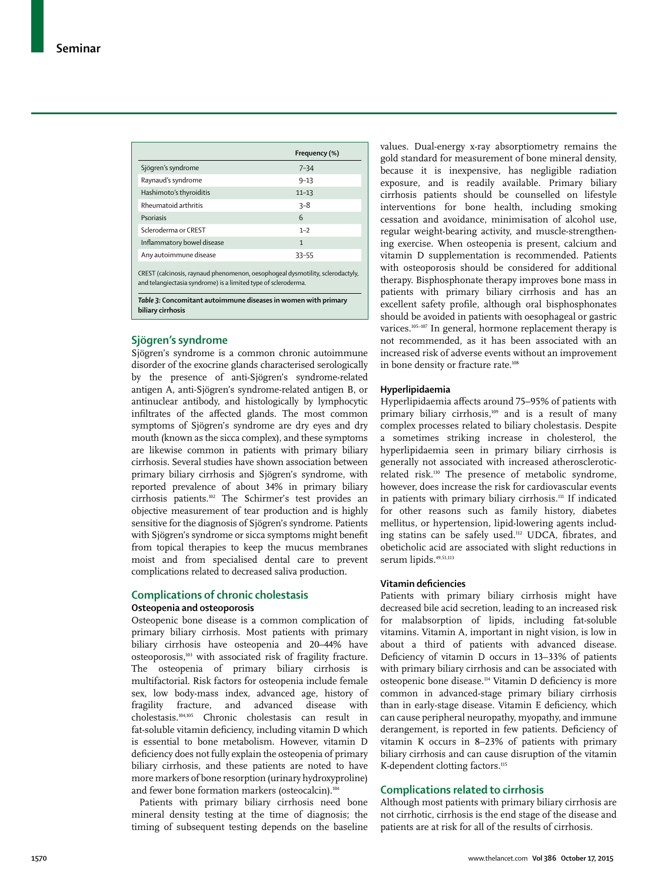| | Frequency (%) |
|---|---|
| Sjögren's syndrome | 7–34 |
| Raynaud's syndrome | 9–13 |
| Hashimoto's thyroiditis | 11–13 |
| Rheumatoid arthritis | 3–8 |
| Psoriasis | 6 |
| Scleroderma or CREST | 1–2 |
| Inflammatory bowel disease | 1 |
| Any autoimmune disease | 33–55 |

CREST (calcinosis, raynaud phenomenon, oesophogeal dysmotility, sclerodactyly, and telangiectasia syndrome) is a limited type of scleroderma.

*Table 3:* **Concomitant autoimmune diseases in women with primary biliary cirrhosis**

## Sjögren's syndrome

Sjögren's syndrome is a common chronic autoimmune disorder of the exocrine glands characterised serologically by the presence of anti-Sjögren's syndrome-related antigen A, anti-Sjögren's syndrome-related antigen B, or antinuclear antibody, and histologically by lymphocytic infiltrates of the affected glands. The most common symptoms of Sjögren's syndrome are dry eyes and dry mouth (known as the sicca complex), and these symptoms are likewise common in patients with primary biliary cirrhosis. Several studies have shown association between primary biliary cirrhosis and Sjögren's syndrome, with reported prevalence of about 34% in primary biliary cirrhosis patients.[102] The Schirmer's test provides an objective measurement of tear production and is highly sensitive for the diagnosis of Sjögren's syndrome. Patients with Sjögren's syndrome or sicca symptoms might benefit from topical therapies to keep the mucus membranes moist and from specialised dental care to prevent complications related to decreased saliva production.

## Complications of chronic cholestasis

### Osteopenia and osteoporosis

Osteopenic bone disease is a common complication of primary biliary cirrhosis. Most patients with primary biliary cirrhosis have osteopenia and 20–44% have osteoporosis,[103] with associated risk of fragility fracture. The osteopenia of primary biliary cirrhosis is multifactorial. Risk factors for osteopenia include female sex, low body-mass index, advanced age, history of fragility fracture, and advanced disease with cholestasis.[104,105] Chronic cholestasis can result in fat-soluble vitamin deficiency, including vitamin D which is essential to bone metabolism. However, vitamin D deficiency does not fully explain the osteopenia of primary biliary cirrhosis, and these patients are noted to have more markers of bone resorption (urinary hydroxyproline) and fewer bone formation markers (osteocalcin).[104]

Patients with primary biliary cirrhosis need bone mineral density testing at the time of diagnosis; the timing of subsequent testing depends on the baseline values. Dual-energy x-ray absorptiometry remains the gold standard for measurement of bone mineral density, because it is inexpensive, has negligible radiation exposure, and is readily available. Primary biliary cirrhosis patients should be counselled on lifestyle interventions for bone health, including smoking cessation and avoidance, minimisation of alcohol use, regular weight-bearing activity, and muscle-strengthening exercise. When osteopenia is present, calcium and vitamin D supplementation is recommended. Patients with osteoporosis should be considered for additional therapy. Bisphosphonate therapy improves bone mass in patients with primary biliary cirrhosis and has an excellent safety profile, although oral bisphosphonates should be avoided in patients with oesophageal or gastric varices.[105–107] In general, hormone replacement therapy is not recommended, as it has been associated with an increased risk of adverse events without an improvement in bone density or fracture rate.[108]

### Hyperlipidaemia

Hyperlipidaemia affects around 75–95% of patients with primary biliary cirrhosis,[109] and is a result of many complex processes related to biliary cholestasis. Despite a sometimes striking increase in cholesterol, the hyperlipidaemia seen in primary biliary cirrhosis is generally not associated with increased atheroscleroticrelated risk.[110] The presence of metabolic syndrome, however, does increase the risk for cardiovascular events in patients with primary biliary cirrhosis.[111] If indicated for other reasons such as family history, diabetes mellitus, or hypertension, lipid-lowering agents including statins can be safely used.[112] UDCA, fibrates, and obeticholic acid are associated with slight reductions in serum lipids.[49,51,113]

### Vitamin deficiencies

Patients with primary biliary cirrhosis might have decreased bile acid secretion, leading to an increased risk for malabsorption of lipids, including fat-soluble vitamins. Vitamin A, important in night vision, is low in about a third of patients with advanced disease. Deficiency of vitamin D occurs in 13–33% of patients with primary biliary cirrhosis and can be associated with osteopenic bone disease.[114] Vitamin D deficiency is more common in advanced-stage primary biliary cirrhosis than in early-stage disease. Vitamin E deficiency, which can cause peripheral neuropathy, myopathy, and immune derangement, is reported in few patients. Deficiency of vitamin K occurs in 8–23% of patients with primary biliary cirrhosis and can cause disruption of the vitamin K-dependent clotting factors.[115]

## Complications related to cirrhosis

Although most patients with primary biliary cirrhosis are not cirrhotic, cirrhosis is the end stage of the disease and patients are at risk for all of the results of cirrhosis.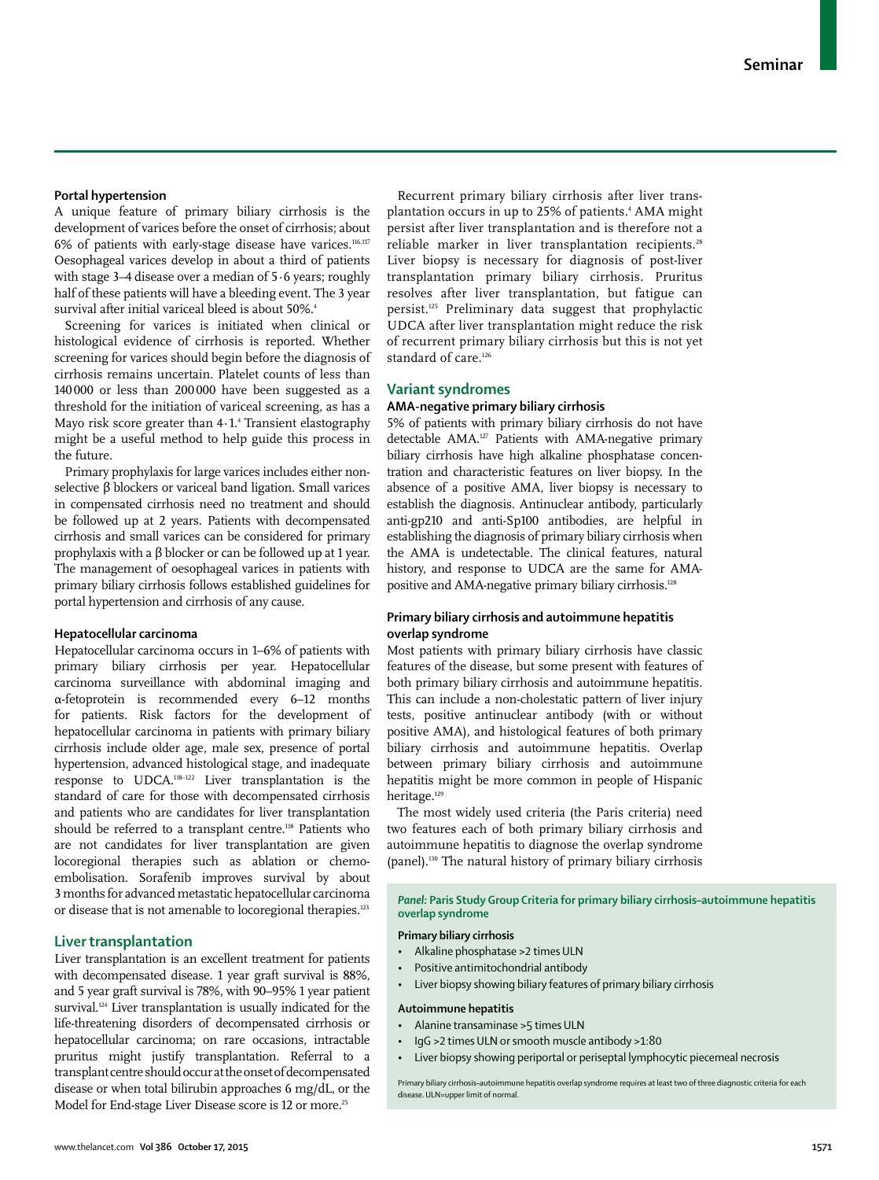### Portal hypertension

A unique feature of primary biliary cirrhosis is the development of varices before the onset of cirrhosis; about 6% of patients with early-stage disease have varices.[116,117] Oesophageal varices develop in about a third of patients with stage 3–4 disease over a median of 5·6 years; roughly half of these patients will have a bleeding event. The 3 year survival after initial variceal bleed is about 50%.[4]

Screening for varices is initiated when clinical or histological evidence of cirrhosis is reported. Whether screening for varices should begin before the diagnosis of cirrhosis remains uncertain. Platelet counts of less than 140 000 or less than 200 000 have been suggested as a threshold for the initiation of variceal screening, as has a Mayo risk score greater than 4·1.[4] Transient elastography might be a useful method to help guide this process in the future.

Primary prophylaxis for large varices includes either non-selective β blockers or variceal band ligation. Small varices in compensated cirrhosis need no treatment and should be followed up at 2 years. Patients with decompensated cirrhosis and small varices can be considered for primary prophylaxis with a β blocker or can be followed up at 1 year. The management of oesophageal varices in patients with primary biliary cirrhosis follows established guidelines for portal hypertension and cirrhosis of any cause.

### Hepatocellular carcinoma

Hepatocellular carcinoma occurs in 1–6% of patients with primary biliary cirrhosis per year. Hepatocellular carcinoma surveillance with abdominal imaging and α-fetoprotein is recommended every 6–12 months for patients. Risk factors for the development of hepatocellular carcinoma in patients with primary biliary cirrhosis include older age, male sex, presence of portal hypertension, advanced histological stage, and inadequate response to UDCA.[118–122] Liver transplantation is the standard of care for those with decompensated cirrhosis and patients who are candidates for liver transplantation should be referred to a transplant centre.[118] Patients who are not candidates for liver transplantation are given locoregional therapies such as ablation or chemo-embolisation. Sorafenib improves survival by about 3 months for advanced metastatic hepatocellular carcinoma or disease that is not amenable to locoregional therapies.[123]

## Liver transplantation

Liver transplantation is an excellent treatment for patients with decompensated disease. 1 year graft survival is 88%, and 5 year graft survival is 78%, with 90–95% 1 year patient survival.[124] Liver transplantation is usually indicated for the life-threatening disorders of decompensated cirrhosis or hepatocellular carcinoma; on rare occasions, intractable pruritus might justify transplantation. Referral to a transplant centre should occur at the onset of decompensated disease or when total bilirubin approaches 6 mg/dL, or the Model for End-stage Liver Disease score is 12 or more.[25]

Recurrent primary biliary cirrhosis after liver transplantation occurs in up to 25% of patients.[4] AMA might persist after liver transplantation and is therefore not a reliable marker in liver transplantation recipients.[28] Liver biopsy is necessary for diagnosis of post-liver transplantation primary biliary cirrhosis. Pruritus resolves after liver transplantation, but fatigue can persist.[125] Preliminary data suggest that prophylactic UDCA after liver transplantation might reduce the risk of recurrent primary biliary cirrhosis but this is not yet standard of care.[126]

## Variant syndromes

### AMA-negative primary biliary cirrhosis

5% of patients with primary biliary cirrhosis do not have detectable AMA.[127] Patients with AMA-negative primary biliary cirrhosis have high alkaline phosphatase concentration and characteristic features on liver biopsy. In the absence of a positive AMA, liver biopsy is necessary to establish the diagnosis. Antinuclear antibody, particularly anti-gp210 and anti-Sp100 antibodies, are helpful in establishing the diagnosis of primary biliary cirrhosis when the AMA is undetectable. The clinical features, natural history, and response to UDCA are the same for AMA-positive and AMA-negative primary biliary cirrhosis.[128]

### Primary biliary cirrhosis and autoimmune hepatitis overlap syndrome

Most patients with primary biliary cirrhosis have classic features of the disease, but some present with features of both primary biliary cirrhosis and autoimmune hepatitis. This can include a non-cholestatic pattern of liver injury tests, positive antinuclear antibody (with or without positive AMA), and histological features of both primary biliary cirrhosis and autoimmune hepatitis. Overlap between primary biliary cirrhosis and autoimmune hepatitis might be more common in people of Hispanic heritage.[129]

The most widely used criteria (the Paris criteria) need two features each of both primary biliary cirrhosis and autoimmune hepatitis to diagnose the overlap syndrome (panel).[130] The natural history of primary biliary cirrhosis

> ***Panel:* Paris Study Group Criteria for primary biliary cirrhosis–autoimmune hepatitis overlap syndrome**
>
> **Primary biliary cirrhosis**
> - Alkaline phosphatase >2 times ULN
> - Positive antimitochondrial antibody
> - Liver biopsy showing biliary features of primary biliary cirrhosis
>
> **Autoimmune hepatitis**
> - Alanine transaminase >5 times ULN
> - IgG >2 times ULN or smooth muscle antibody >1:80
> - Liver biopsy showing periportal or periseptal lymphocytic piecemeal necrosis
>
> Primary biliary cirrhosis–autoimmune hepatitis overlap syndrome requires at least two of three diagnostic criteria for each disease. ULN=upper limit of normal.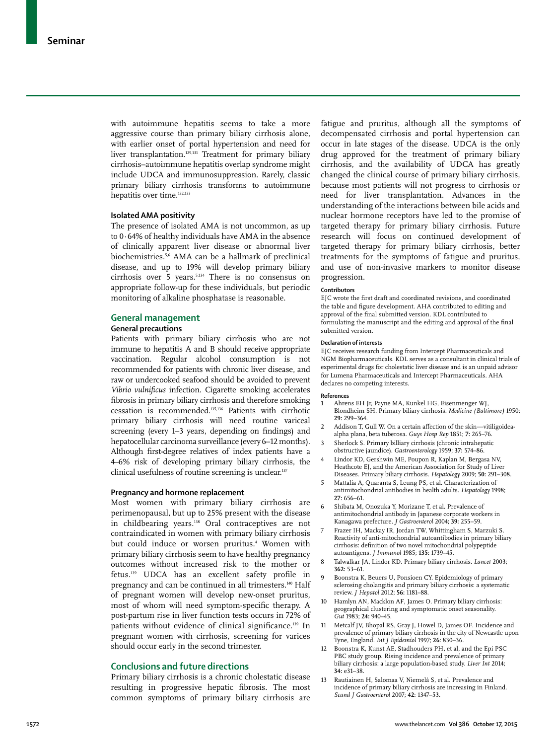with autoimmune hepatitis seems to take a more aggressive course than primary biliary cirrhosis alone, with earlier onset of portal hypertension and need for liver transplantation.[129,131] Treatment for primary biliary cirrhosis–autoimmune hepatitis overlap syndrome might include UDCA and immunosuppression. Rarely, classic primary biliary cirrhosis transforms to autoimmune hepatitis over time.[132,133]

### Isolated AMA positivity

The presence of isolated AMA is not uncommon, as up to 0·64% of healthy individuals have AMA in the absence of clinically apparent liver disease or abnormal liver biochemistries.[5,6] AMA can be a hallmark of preclinical disease, and up to 19% will develop primary biliary cirrhosis over 5 years.[5,134] There is no consensus on appropriate follow-up for these individuals, but periodic monitoring of alkaline phosphatase is reasonable.

## General management

### General precautions

Patients with primary biliary cirrhosis who are not immune to hepatitis A and B should receive appropriate vaccination. Regular alcohol consumption is not recommended for patients with chronic liver disease, and raw or undercooked seafood should be avoided to prevent *Vibrio vulnificus* infection. Cigarette smoking accelerates fibrosis in primary biliary cirrhosis and therefore smoking cessation is recommended.[135,136] Patients with cirrhotic primary biliary cirrhosis will need routine variceal screening (every 1–3 years, depending on findings) and hepatocellular carcinoma surveillance (every 6–12 months). Although first-degree relatives of index patients have a 4–6% risk of developing primary biliary cirrhosis, the clinical usefulness of routine screening is unclear.[137]

### Pregnancy and hormone replacement

Most women with primary biliary cirrhosis are perimenopausal, but up to 25% present with the disease in childbearing years.[138] Oral contraceptives are not contraindicated in women with primary biliary cirrhosis but could induce or worsen pruritus.[4] Women with primary biliary cirrhosis seem to have healthy pregnancy outcomes without increased risk to the mother or fetus.[139] UDCA has an excellent safety profile in pregnancy and can be continued in all trimesters.[140] Half of pregnant women will develop new-onset pruritus, most of whom will need symptom-specific therapy. A post-partum rise in liver function tests occurs in 72% of patients without evidence of clinical significance.[139] In pregnant women with cirrhosis, screening for varices should occur early in the second trimester.

## Conclusions and future directions

Primary biliary cirrhosis is a chronic cholestatic disease resulting in progressive hepatic fibrosis. The most common symptoms of primary biliary cirrhosis are fatigue and pruritus, although all the symptoms of decompensated cirrhosis and portal hypertension can occur in late stages of the disease. UDCA is the only drug approved for the treatment of primary biliary cirrhosis, and the availability of UDCA has greatly changed the clinical course of primary biliary cirrhosis, because most patients will not progress to cirrhosis or need for liver transplantation. Advances in the understanding of the interactions between bile acids and nuclear hormone receptors have led to the promise of targeted therapy for primary biliary cirrhosis. Future research will focus on continued development of targeted therapy for primary biliary cirrhosis, better treatments for the symptoms of fatigue and pruritus, and use of non-invasive markers to monitor disease progression.

#### Contributors

EJC wrote the first draft and coordinated revisions, and coordinated the table and figure development. AHA contributed to editing and approval of the final submitted version. KDL contributed to formulating the manuscript and the editing and approval of the final submitted version.

#### Declaration of interests

EJC receives research funding from Intercept Pharmaceuticals and NGM Biopharmaceuticals. KDL serves as a consultant in clinical trials of experimental drugs for cholestatic liver disease and is an unpaid advisor for Lumena Pharmaceuticals and Intercept Pharmaceuticals. AHA declares no competing interests.

#### References

1. Ahrens EH Jr, Payne MA, Kunkel HG, Eisenmenger WJ, Blondheim SH. Primary biliary cirrhosis. *Medicine (Baltimore)* 1950; **29:** 299–364.
2. Addison T, Gull W. On a certain affection of the skin—vitiligoidea-alpha plana, beta tuberosa. *Guys Hosp Rep* 1851; **7:** 265–76.
3. Sherlock S. Primary billiary cirrhosis (chronic intrahepatic obstructive jaundice). *Gastroenterology* 1959; **37:** 574–86.
4. Lindor KD, Gershwin ME, Poupon R, Kaplan M, Bergasa NV, Heathcote EJ, and the American Association for Study of Liver Diseases. Primary biliary cirrhosis. *Hepatology* 2009; **50:** 291–308.
5. Mattalia A, Quaranta S, Leung PS, et al. Characterization of antimitochondrial antibodies in health adults. *Hepatology* 1998; **27:** 656–61.
6. Shibata M, Onozuka Y, Morizane T, et al. Prevalence of antimitochondrial antibody in Japanese corporate workers in Kanagawa prefecture. *J Gastroenterol* 2004; **39:** 255–59.
7. Frazer IH, Mackay IR, Jordan TW, Whittingham S, Marzuki S. Reactivity of anti-mitochondrial autoantibodies in primary biliary cirrhosis: definition of two novel mitochondrial polypeptide autoantigens. *J Immunol* 1985; **135:** 1739–45.
8. Talwalkar JA, Lindor KD. Primary biliary cirrhosis. *Lancet* 2003; **362:** 53–61.
9. Boonstra K, Beuers U, Ponsioen CY. Epidemiology of primary sclerosing cholangitis and primary biliary cirrhosis: a systematic review. *J Hepatol* 2012; **56:** 1181–88.
10. Hamlyn AN, Macklon AF, James O. Primary biliary cirrhosis: geographical clustering and symptomatic onset seasonality. *Gut* 1983; **24:** 940–45.
11. Metcalf JV, Bhopal RS, Gray J, Howel D, James OF. Incidence and prevalence of primary biliary cirrhosis in the city of Newcastle upon Tyne, England. *Int J Epidemiol* 1997; **26:** 830–36.
12. Boonstra K, Kunst AE, Stadhouders PH, et al, and the Epi PSC PBC study group. Rising incidence and prevalence of primary biliary cirrhosis: a large population-based study. *Liver Int* 2014; **34:** e31–38.
13. Rautiainen H, Salomaa V, Niemelå S, et al. Prevalence and incidence of primary biliary cirrhosis are increasing in Finland. *Scand J Gastroenterol* 2007; **42:** 1347–53.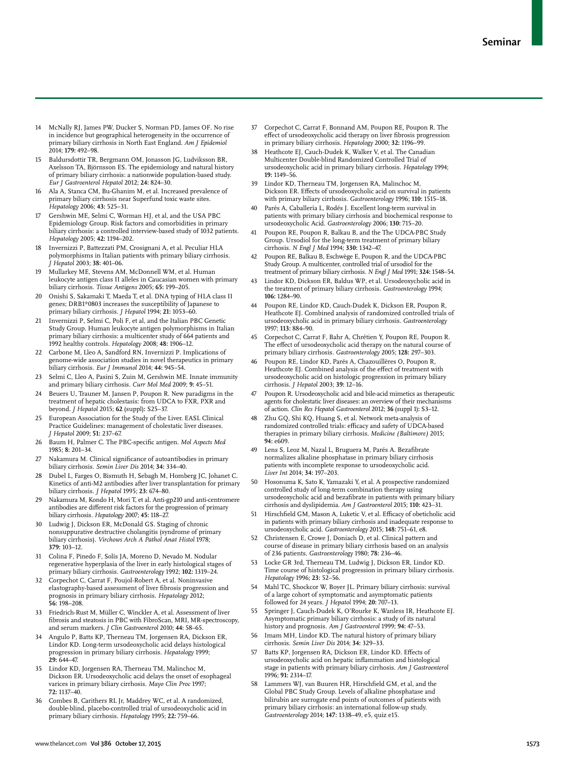14 McNally RJ, James PW, Ducker S, Norman PD, James OF. No rise in incidence but geographical heterogeneity in the occurrence of primary biliary cirrhosis in North East England. *Am J Epidemiol* 2014; **179:** 492–98.

15 Baldursdottir TR, Bergmann OM, Jonasson JG, Ludviksson BR, Axelsson TA, Björnsson ES. The epidemiology and natural history of primary biliary cirrhosis: a nationwide population-based study. *Eur J Gastroenterol Hepatol* 2012; **24:** 824–30.

16 Ala A, Stanca CM, Bu-Ghanim M, et al. Increased prevalence of primary biliary cirrhosis near Superfund toxic waste sites. *Hepatology* 2006; **43:** 525–31.

17 Gershwin ME, Selmi C, Worman HJ, et al, and the USA PBC Epidemiology Group. Risk factors and comorbidities in primary biliary cirrhosis: a controlled interview-based study of 1032 patients. *Hepatology* 2005; **42:** 1194–202.

18 Invernizzi P, Battezzati PM, Crosignani A, et al. Peculiar HLA polymorphisms in Italian patients with primary biliary cirrhosis. *J Hepatol* 2003; **38:** 401–06.

19 Mullarkey ME, Stevens AM, McDonnell WM, et al. Human leukocyte antigen class II alleles in Caucasian women with primary biliary cirrhosis. *Tissue Antigens* 2005; **65:** 199–205.

20 Onishi S, Sakamaki T, Maeda T, et al. DNA typing of HLA class II genes; DRB1*0803 increases the susceptibility of Japanese to primary biliary cirrhosis. *J Hepatol* 1994; **21:** 1053–60.

21 Invernizzi P, Selmi C, Poli F, et al, and the Italian PBC Genetic Study Group. Human leukocyte antigen polymorphisms in Italian primary biliary cirrhosis: a multicenter study of 664 patients and 1992 healthy controls. *Hepatology* 2008; **48:** 1906–12.

22 Carbone M, Lleo A, Sandford RN, Invernizzi P. Implications of genome-wide association studies in novel therapeutics in primary biliary cirrhosis. *Eur J Immunol* 2014; **44:** 945–54.

23 Selmi C, Lleo A, Pasini S, Zuin M, Gershwin ME. Innate immunity and primary biliary cirrhosis. *Curr Mol Med* 2009; **9:** 45–51.

24 Beuers U, Trauner M, Jansen P, Poupon R. New paradigms in the treatment of hepatic cholestasis: from UDCA to FXR, PXR and beyond. *J Hepatol* 2015; **62** (suppl)**:** S25–37.

25 European Association for the Study of the Liver. EASL Clinical Practice Guidelines: management of cholestatic liver diseases. *J Hepatol* 2009; **51:** 237–67.

26 Baum H, Palmer C. The PBC-specific antigen. *Mol Aspects Med* 1985; **8:** 201–34.

27 Nakamura M. Clinical significance of autoantibodies in primary biliary cirrhosis. *Semin Liver Dis* 2014; **34:** 334–40.

28 Dubel L, Farges O, Bismuth H, Sebagh M, Homberg JC, Johanet C. Kinetics of anti-M2 antibodies after liver transplantation for primary biliary cirrhosis. *J Hepatol* 1995; **23:** 674–80.

29 Nakamura M, Kondo H, Mori T, et al. Anti-gp210 and anti-centromere antibodies are different risk factors for the progression of primary biliary cirrhosis. *Hepatology* 2007; **45:** 118–27.

30 Ludwig J, Dickson ER, McDonald GS. Staging of chronic nonsuppurative destructive cholangitis (syndrome of primary biliary cirrhosis). *Virchows Arch A Pathol Anat Histol* 1978; **379:** 103–12.

31 Colina F, Pinedo F, Solís JA, Moreno D, Nevado M. Nodular regenerative hyperplasia of the liver in early histological stages of primary biliary cirrhosis. *Gastroenterology* 1992; **102:** 1319–24.

32 Corpechot C, Carrat F, Poujol-Robert A, et al. Noninvasive elastography-based assessment of liver fibrosis progression and prognosis in primary biliary cirrhosis. *Hepatology* 2012; **56:** 198–208.

33 Friedrich-Rust M, Müller C, Winckler A, et al. Assessment of liver fibrosis and steatosis in PBC with FibroScan, MRI, MR-spectroscopy, and serum markers. *J Clin Gastroenterol* 2010; **44:** 58–65.

34 Angulo P, Batts KP, Therneau TM, Jorgensen RA, Dickson ER, Lindor KD. Long-term ursodeoxycholic acid delays histological progression in primary biliary cirrhosis. *Hepatology* 1999; **29:** 644–47.

35 Lindor KD, Jorgensen RA, Therneau TM, Malinchoc M, Dickson ER. Ursodeoxycholic acid delays the onset of esophageal varices in primary biliary cirrhosis. *Mayo Clin Proc* 1997; **72:** 1137–40.

36 Combes B, Carithers RL Jr, Maddrey WC, et al. A randomized, double-blind, placebo-controlled trial of ursodeoxycholic acid in primary biliary cirrhosis. *Hepatology* 1995; **22:** 759–66.

37 Corpechot C, Carrat F, Bonnand AM, Poupon RE, Poupon R. The effect of ursodeoxycholic acid therapy on liver fibrosis progression in primary biliary cirrhosis. *Hepatology* 2000; **32:** 1196–99.

38 Heathcote EJ, Cauch-Dudek K, Walker V, et al. The Canadian Multicenter Double-blind Randomized Controlled Trial of ursodeoxycholic acid in primary biliary cirrhosis. *Hepatology* 1994; **19:** 1149–56.

39 Lindor KD, Therneau TM, Jorgensen RA, Malinchoc M, Dickson ER. Effects of ursodeoxycholic acid on survival in patients with primary biliary cirrhosis. *Gastroenterology* 1996; **110:** 1515–18.

40 Parés A, Caballería L, Rodés J. Excellent long-term survival in patients with primary biliary cirrhosis and biochemical response to ursodeoxycholic Acid. *Gastroenterology* 2006; **130:** 715–20.

41 Poupon RE, Poupon R, Balkau B, and the The UDCA-PBC Study Group. Ursodiol for the long-term treatment of primary biliary cirrhosis. *N Engl J Med* 1994; **330:** 1342–47.

42 Poupon RE, Balkau B, Eschwège E, Poupon R, and the UDCA-PBC Study Group. A multicenter, controlled trial of ursodiol for the treatment of primary biliary cirrhosis. *N Engl J Med* 1991; **324:** 1548–54.

43 Lindor KD, Dickson ER, Baldus WP, et al. Ursodeoxycholic acid in the treatment of primary biliary cirrhosis. *Gastroenterology* 1994; **106:** 1284–90.

44 Poupon RE, Lindor KD, Cauch-Dudek K, Dickson ER, Poupon R, Heathcote EJ. Combined analysis of randomized controlled trials of ursodeoxycholic acid in primary biliary cirrhosis. *Gastroenterology* 1997; **113:** 884–90.

45 Corpechot C, Carrat F, Bahr A, Chrétien Y, Poupon RE, Poupon R. The effect of ursodeoxycholic acid therapy on the natural course of primary biliary cirrhosis. *Gastroenterology* 2005; **128:** 297–303.

46 Poupon RE, Lindor KD, Parés A, Chazouillères O, Poupon R, Heathcote EJ. Combined analysis of the effect of treatment with ursodeoxycholic acid on histologic progression in primary biliary cirrhosis. *J Hepatol* 2003; **39:** 12–16.

47 Poupon R. Ursodeoxycholic acid and bile-acid mimetics as therapeutic agents for cholestatic liver diseases: an overview of their mechanisms of action. *Clin Res Hepatol Gastroenterol* 2012; **36** (suppl 1)**:** S3–12.

48 Zhu GQ, Shi KQ, Huang S, et al. Network meta-analysis of randomized controlled trials: efficacy and safety of UDCA-based therapies in primary biliary cirrhosis. *Medicine (Baltimore)* 2015; **94:** e609.

49 Lens S, Leoz M, Nazal L, Bruguera M, Parés A. Bezafibrate normalizes alkaline phosphatase in primary biliary cirrhosis patients with incomplete response to ursodeoxycholic acid. *Liver Int* 2014; **34:** 197–203.

50 Hosonuma K, Sato K, Yamazaki Y, et al. A prospective randomized controlled study of long-term combination therapy using ursodeoxycholic acid and bezafibrate in patients with primary biliary cirrhosis and dyslipidemia. *Am J Gastroenterol* 2015; **110:** 423–31.

51 Hirschfield GM, Mason A, Luketic V, et al. Efficacy of obeticholic acid in patients with primary biliary cirrhosis and inadequate response to ursodeoxycholic acid. *Gastroenterology* 2015; **148:** 751–61, e8.

52 Christensen E, Crowe J, Doniach D, et al. Clinical pattern and course of disease in primary biliary cirrhosis based on an analysis of 236 patients. *Gastroenterology* 1980; **78:** 236–46.

53 Locke GR 3rd, Therneau TM, Ludwig J, Dickson ER, Lindor KD. Time course of histological progression in primary biliary cirrhosis. *Hepatology* 1996; **23:** 52–56.

54 Mahl TC, Shockcor W, Boyer JL. Primary biliary cirrhosis: survival of a large cohort of symptomatic and asymptomatic patients followed for 24 years. *J Hepatol* 1994; **20:** 707–13.

55 Springer J, Cauch-Dudek K, O'Rourke K, Wanless IR, Heathcote EJ. Asymptomatic primary biliary cirrhosis: a study of its natural history and prognosis. *Am J Gastroenterol* 1999; **94:** 47–53.

56 Imam MH, Lindor KD. The natural history of primary biliary cirrhosis. *Semin Liver Dis* 2014; **34:** 329–33.

57 Batts KP, Jorgensen RA, Dickson ER, Lindor KD. Effects of ursodeoxycholic acid on hepatic inflammation and histological stage in patients with primary biliary cirrhosis. *Am J Gastroenterol* 1996; **91:** 2314–17.

58 Lammers WJ, van Buuren HR, Hirschfield GM, et al, and the Global PBC Study Group. Levels of alkaline phosphatase and bilirubin are surrogate end points of outcomes of patients with primary biliary cirrhosis: an international follow-up study. *Gastroenterology* 2014; **147:** 1338–49, e5, quiz e15.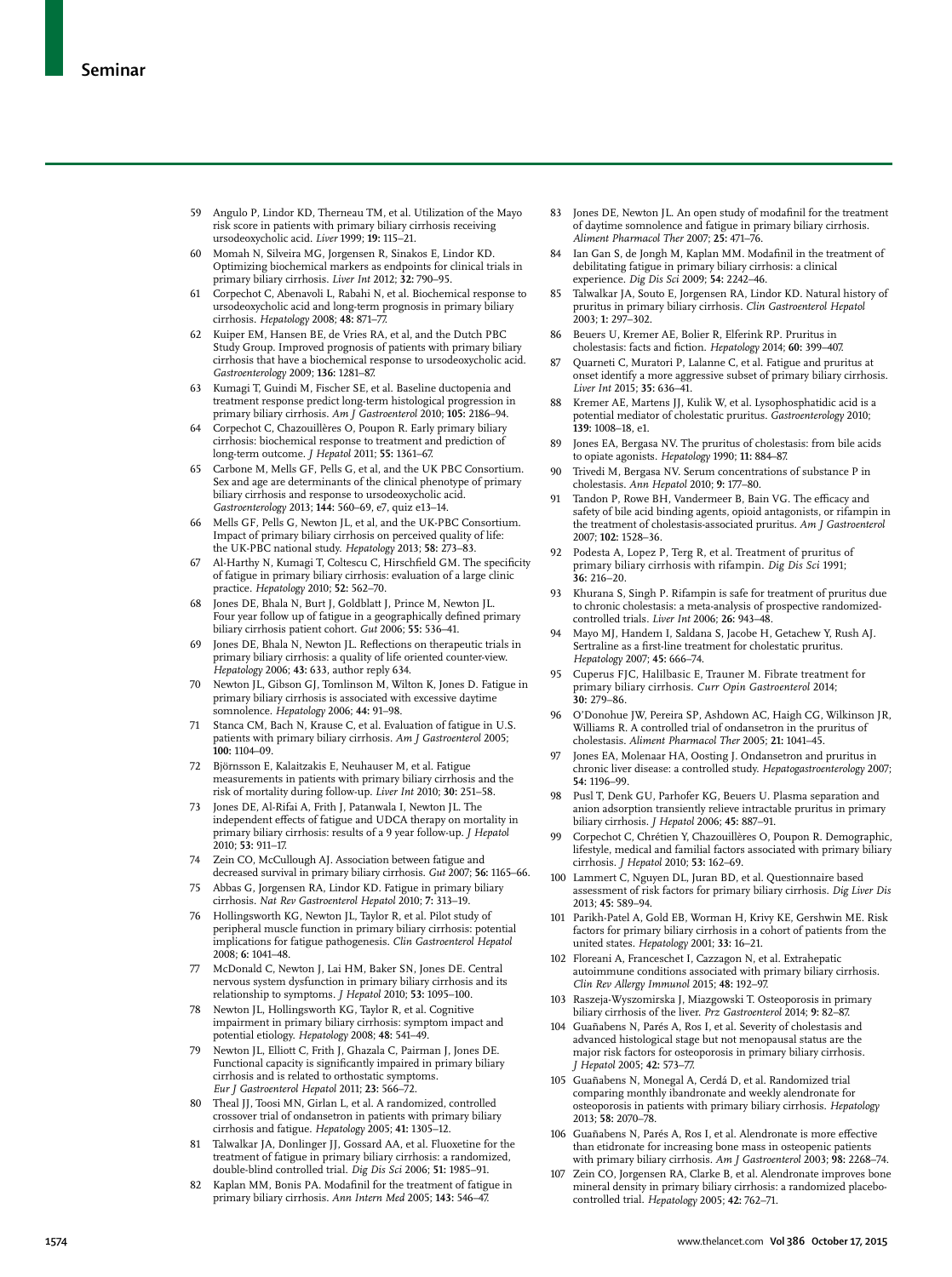59 Angulo P, Lindor KD, Therneau TM, et al. Utilization of the Mayo risk score in patients with primary biliary cirrhosis receiving ursodeoxycholic acid. *Liver* 1999; **19:** 115–21.

60 Momah N, Silveira MG, Jorgensen R, Sinakos E, Lindor KD. Optimizing biochemical markers as endpoints for clinical trials in primary biliary cirrhosis. *Liver Int* 2012; **32:** 790–95.

61 Corpechot C, Abenavoli L, Rabahi N, et al. Biochemical response to ursodeoxycholic acid and long-term prognosis in primary biliary cirrhosis. *Hepatology* 2008; **48:** 871–77.

62 Kuiper EM, Hansen BE, de Vries RA, et al, and the Dutch PBC Study Group. Improved prognosis of patients with primary biliary cirrhosis that have a biochemical response to ursodeoxycholic acid. *Gastroenterology* 2009; **136:** 1281–87.

63 Kumagi T, Guindi M, Fischer SE, et al. Baseline ductopenia and treatment response predict long-term histological progression in primary biliary cirrhosis. *Am J Gastroenterol* 2010; **105:** 2186–94.

64 Corpechot C, Chazouillères O, Poupon R. Early primary biliary cirrhosis: biochemical response to treatment and prediction of long-term outcome. *J Hepatol* 2011; **55:** 1361–67.

65 Carbone M, Mells GF, Pells G, et al, and the UK PBC Consortium. Sex and age are determinants of the clinical phenotype of primary biliary cirrhosis and response to ursodeoxycholic acid. *Gastroenterology* 2013; **144:** 560–69, e7, quiz e13–14.

66 Mells GF, Pells G, Newton JL, et al, and the UK-PBC Consortium. Impact of primary biliary cirrhosis on perceived quality of life: the UK-PBC national study. *Hepatology* 2013; **58:** 273–83.

67 Al-Harthy N, Kumagi T, Coltescu C, Hirschfield GM. The specificity of fatigue in primary biliary cirrhosis: evaluation of a large clinic practice. *Hepatology* 2010; **52:** 562–70.

68 Jones DE, Bhala N, Burt J, Goldblatt J, Prince M, Newton JL. Four year follow up of fatigue in a geographically defined primary biliary cirrhosis patient cohort. *Gut* 2006; **55:** 536–41.

69 Jones DE, Bhala N, Newton JL. Reflections on therapeutic trials in primary biliary cirrhosis: a quality of life oriented counter-view. *Hepatology* 2006; **43:** 633, author reply 634.

70 Newton JL, Gibson GJ, Tomlinson M, Wilton K, Jones D. Fatigue in primary biliary cirrhosis is associated with excessive daytime somnolence. *Hepatology* 2006; **44:** 91–98.

71 Stanca CM, Bach N, Krause C, et al. Evaluation of fatigue in U.S. patients with primary biliary cirrhosis. *Am J Gastroenterol* 2005; **100:** 1104–09.

72 Björnsson E, Kalaitzakis E, Neuhauser M, et al. Fatigue measurements in patients with primary biliary cirrhosis and the risk of mortality during follow-up. *Liver Int* 2010; **30:** 251–58.

73 Jones DE, Al-Rifai A, Frith J, Patanwala I, Newton JL. The independent effects of fatigue and UDCA therapy on mortality in primary biliary cirrhosis: results of a 9 year follow-up. *J Hepatol* 2010; **53:** 911–17.

74 Zein CO, McCullough AJ. Association between fatigue and decreased survival in primary biliary cirrhosis. *Gut* 2007; **56:** 1165–66.

75 Abbas G, Jorgensen RA, Lindor KD. Fatigue in primary biliary cirrhosis. *Nat Rev Gastroenterol Hepatol* 2010; **7:** 313–19.

76 Hollingsworth KG, Newton JL, Taylor R, et al. Pilot study of peripheral muscle function in primary biliary cirrhosis: potential implications for fatigue pathogenesis. *Clin Gastroenterol Hepatol* 2008; **6:** 1041–48.

77 McDonald C, Newton J, Lai HM, Baker SN, Jones DE. Central nervous system dysfunction in primary biliary cirrhosis and its relationship to symptoms. *J Hepatol* 2010; **53:** 1095–100.

78 Newton JL, Hollingsworth KG, Taylor R, et al. Cognitive impairment in primary biliary cirrhosis: symptom impact and potential etiology. *Hepatology* 2008; **48:** 541–49.

79 Newton JL, Elliott C, Frith J, Ghazala C, Pairman J, Jones DE. Functional capacity is significantly impaired in primary biliary cirrhosis and is related to orthostatic symptoms. *Eur J Gastroenterol Hepatol* 2011; **23:** 566–72.

80 Theal JJ, Toosi MN, Girlan L, et al. A randomized, controlled crossover trial of ondansetron in patients with primary biliary cirrhosis and fatigue. *Hepatology* 2005; **41:** 1305–12.

81 Talwalkar JA, Donlinger JJ, Gossard AA, et al. Fluoxetine for the treatment of fatigue in primary biliary cirrhosis: a randomized, double-blind controlled trial. *Dig Dis Sci* 2006; **51:** 1985–91.

82 Kaplan MM, Bonis PA. Modafinil for the treatment of fatigue in primary biliary cirrhosis. *Ann Intern Med* 2005; **143:** 546–47.

83 Jones DE, Newton JL. An open study of modafinil for the treatment of daytime somnolence and fatigue in primary biliary cirrhosis. *Aliment Pharmacol Ther* 2007; **25:** 471–76.

84 Ian Gan S, de Jongh M, Kaplan MM. Modafinil in the treatment of debilitating fatigue in primary biliary cirrhosis: a clinical experience. *Dig Dis Sci* 2009; **54:** 2242–46.

85 Talwalkar JA, Souto E, Jorgensen RA, Lindor KD. Natural history of pruritus in primary biliary cirrhosis. *Clin Gastroenterol Hepatol* 2003; **1:** 297–302.

86 Beuers U, Kremer AE, Bolier R, Elferink RP. Pruritus in cholestasis: facts and fiction. *Hepatology* 2014; **60:** 399–407.

87 Quarneti C, Muratori P, Lalanne C, et al. Fatigue and pruritus at onset identify a more aggressive subset of primary biliary cirrhosis. *Liver Int* 2015; **35:** 636–41.

88 Kremer AE, Martens JJ, Kulik W, et al. Lysophosphatidic acid is a potential mediator of cholestatic pruritus. *Gastroenterology* 2010; **139:** 1008–18, e1.

89 Jones EA, Bergasa NV. The pruritus of cholestasis: from bile acids to opiate agonists. *Hepatology* 1990; **11:** 884–87.

90 Trivedi M, Bergasa NV. Serum concentrations of substance P in cholestasis. *Ann Hepatol* 2010; **9:** 177–80.

91 Tandon P, Rowe BH, Vandermeer B, Bain VG. The efficacy and safety of bile acid binding agents, opioid antagonists, or rifampin in the treatment of cholestasis-associated pruritus. *Am J Gastroenterol* 2007; **102:** 1528–36.

92 Podesta A, Lopez P, Terg R, et al. Treatment of pruritus of primary biliary cirrhosis with rifampin. *Dig Dis Sci* 1991; **36:** 216–20.

93 Khurana S, Singh P. Rifampin is safe for treatment of pruritus due to chronic cholestasis: a meta-analysis of prospective randomized-controlled trials. *Liver Int* 2006; **26:** 943–48.

94 Mayo MJ, Handem I, Saldana S, Jacobe H, Getachew Y, Rush AJ. Sertraline as a first-line treatment for cholestatic pruritus. *Hepatology* 2007; **45:** 666–74.

95 Cuperus FJC, Halilbasic E, Trauner M. Fibrate treatment for primary biliary cirrhosis. *Curr Opin Gastroenterol* 2014; **30:** 279–86.

96 O'Donohue JW, Pereira SP, Ashdown AC, Haigh CG, Wilkinson JR, Williams R. A controlled trial of ondansetron in the pruritus of cholestasis. *Aliment Pharmacol Ther* 2005; **21:** 1041–45.

97 Jones EA, Molenaar HA, Oosting J. Ondansetron and pruritus in chronic liver disease: a controlled study. *Hepatogastroenterology* 2007; **54:** 1196–99.

98 Pusl T, Denk GU, Parhofer KG, Beuers U. Plasma separation and anion adsorption transiently relieve intractable pruritus in primary biliary cirrhosis. *J Hepatol* 2006; **45:** 887–91.

99 Corpechot C, Chrétien Y, Chazouillères O, Poupon R. Demographic, lifestyle, medical and familial factors associated with primary biliary cirrhosis. *J Hepatol* 2010; **53:** 162–69.

100 Lammert C, Nguyen DL, Juran BD, et al. Questionnaire based assessment of risk factors for primary biliary cirrhosis. *Dig Liver Dis* 2013; **45:** 589–94.

101 Parikh-Patel A, Gold EB, Worman H, Krivy KE, Gershwin ME. Risk factors for primary biliary cirrhosis in a cohort of patients from the united states. *Hepatology* 2001; **33:** 16–21.

102 Floreani A, Franceschet I, Cazzagon N, et al. Extrahepatic autoimmune conditions associated with primary biliary cirrhosis. *Clin Rev Allergy Immunol* 2015; **48:** 192–97.

103 Raszeja-Wyszomirska J, Miazgowski T. Osteoporosis in primary biliary cirrhosis of the liver. *Prz Gastroenterol* 2014; **9:** 82–87.

104 Guañabens N, Parés A, Ros I, et al. Severity of cholestasis and advanced histological stage but not menopausal status are the major risk factors for osteoporosis in primary biliary cirrhosis. *J Hepatol* 2005; **42:** 573–77.

105 Guañabens N, Monegal A, Cerdá D, et al. Randomized trial comparing monthly ibandronate and weekly alendronate for osteoporosis in patients with primary biliary cirrhosis. *Hepatology* 2013; **58:** 2070–78.

106 Guañabens N, Parés A, Ros I, et al. Alendronate is more effective than etidronate for increasing bone mass in osteopenic patients with primary biliary cirrhosis. *Am J Gastroenterol* 2003; **98:** 2268–74.

107 Zein CO, Jorgensen RA, Clarke B, et al. Alendronate improves bone mineral density in primary biliary cirrhosis: a randomized placebo-controlled trial. *Hepatology* 2005; **42:** 762–71.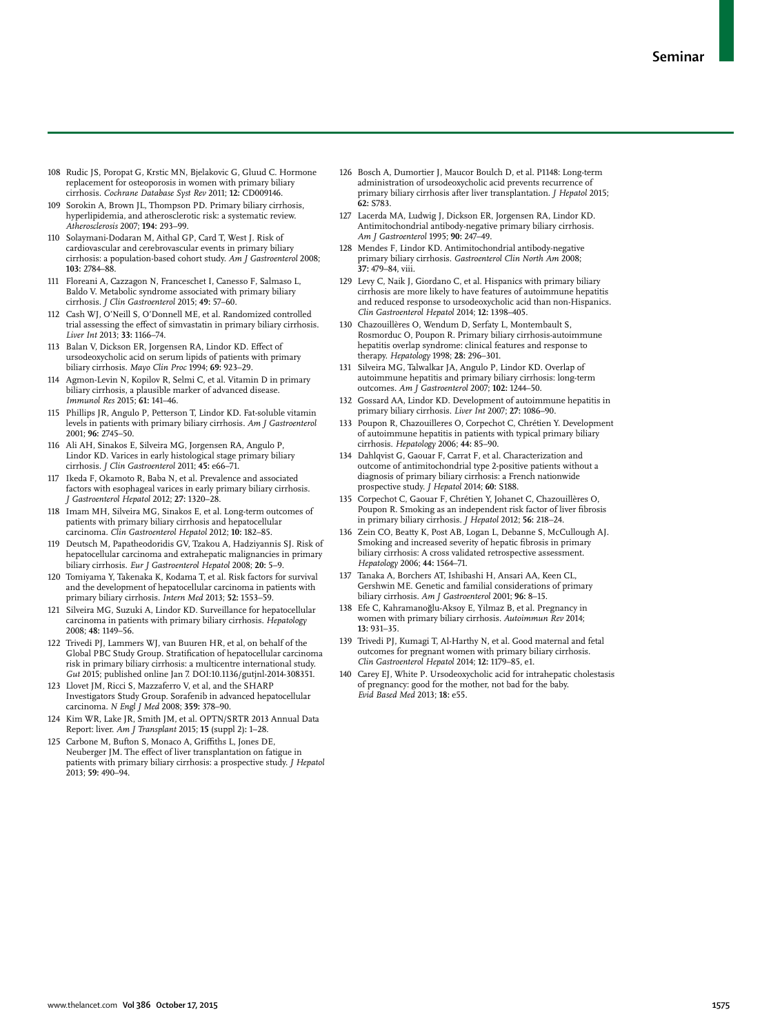108 Rudic JS, Poropat G, Krstic MN, Bjelakovic G, Gluud C. Hormone replacement for osteoporosis in women with primary biliary cirrhosis. *Cochrane Database Syst Rev* 2011; **12:** CD009146.

109 Sorokin A, Brown JL, Thompson PD. Primary biliary cirrhosis, hyperlipidemia, and atherosclerotic risk: a systematic review. *Atherosclerosis* 2007; **194:** 293–99.

110 Solaymani-Dodaran M, Aithal GP, Card T, West J. Risk of cardiovascular and cerebrovascular events in primary biliary cirrhosis: a population-based cohort study. *Am J Gastroenterol* 2008; **103:** 2784–88.

111 Floreani A, Cazzagon N, Franceschet I, Canesso F, Salmaso L, Baldo V. Metabolic syndrome associated with primary biliary cirrhosis. *J Clin Gastroenterol* 2015; **49:** 57–60.

112 Cash WJ, O'Neill S, O'Donnell ME, et al. Randomized controlled trial assessing the effect of simvastatin in primary biliary cirrhosis. *Liver Int* 2013; **33:** 1166–74.

113 Balan V, Dickson ER, Jorgensen RA, Lindor KD. Effect of ursodeoxycholic acid on serum lipids of patients with primary biliary cirrhosis. *Mayo Clin Proc* 1994; **69:** 923–29.

114 Agmon-Levin N, Kopilov R, Selmi C, et al. Vitamin D in primary biliary cirrhosis, a plausible marker of advanced disease. *Immunol Res* 2015; **61:** 141–46.

115 Phillips JR, Angulo P, Petterson T, Lindor KD. Fat-soluble vitamin levels in patients with primary biliary cirrhosis. *Am J Gastroenterol* 2001; **96:** 2745–50.

116 Ali AH, Sinakos E, Silveira MG, Jorgensen RA, Angulo P, Lindor KD. Varices in early histological stage primary biliary cirrhosis. *J Clin Gastroenterol* 2011; **45:** e66–71.

117 Ikeda F, Okamoto R, Baba N, et al. Prevalence and associated factors with esophageal varices in early primary biliary cirrhosis. *J Gastroenterol Hepatol* 2012; **27:** 1320–28.

118 Imam MH, Silveira MG, Sinakos E, et al. Long-term outcomes of patients with primary biliary cirrhosis and hepatocellular carcinoma. *Clin Gastroenterol Hepatol* 2012; **10:** 182–85.

119 Deutsch M, Papatheodoridis GV, Tzakou A, Hadziyannis SJ. Risk of hepatocellular carcinoma and extrahepatic malignancies in primary biliary cirrhosis. *Eur J Gastroenterol Hepatol* 2008; **20:** 5–9.

120 Tomiyama Y, Takenaka K, Kodama T, et al. Risk factors for survival and the development of hepatocellular carcinoma in patients with primary biliary cirrhosis. *Intern Med* 2013; **52:** 1553–59.

121 Silveira MG, Suzuki A, Lindor KD. Surveillance for hepatocellular carcinoma in patients with primary biliary cirrhosis. *Hepatology* 2008; **48:** 1149–56.

122 Trivedi PJ, Lammers WJ, van Buuren HR, et al, on behalf of the Global PBC Study Group. Stratification of hepatocellular carcinoma risk in primary biliary cirrhosis: a multicentre international study. *Gut* 2015; published online Jan 7. DOI:10.1136/gutjnl-2014-308351.

123 Llovet JM, Ricci S, Mazzaferro V, et al, and the SHARP Investigators Study Group. Sorafenib in advanced hepatocellular carcinoma. *N Engl J Med* 2008; **359:** 378–90.

124 Kim WR, Lake JR, Smith JM, et al. OPTN/SRTR 2013 Annual Data Report: liver. *Am J Transplant* 2015; **15** (suppl 2)**:** 1–28.

125 Carbone M, Bufton S, Monaco A, Griffiths L, Jones DE, Neuberger JM. The effect of liver transplantation on fatigue in patients with primary biliary cirrhosis: a prospective study. *J Hepatol* 2013; **59:** 490–94.

126 Bosch A, Dumortier J, Maucor Boulch D, et al. P1148: Long-term administration of ursodeoxycholic acid prevents recurrence of primary biliary cirrhosis after liver transplantation. *J Hepatol* 2015; **62:** S783.

127 Lacerda MA, Ludwig J, Dickson ER, Jorgensen RA, Lindor KD. Antimitochondrial antibody-negative primary biliary cirrhosis. *Am J Gastroenterol* 1995; **90:** 247–49.

128 Mendes F, Lindor KD. Antimitochondrial antibody-negative primary biliary cirrhosis. *Gastroenterol Clin North Am* 2008; **37:** 479–84, viii.

129 Levy C, Naik J, Giordano C, et al. Hispanics with primary biliary cirrhosis are more likely to have features of autoimmune hepatitis and reduced response to ursodeoxycholic acid than non-Hispanics. *Clin Gastroenterol Hepatol* 2014; **12:** 1398–405.

130 Chazouillères O, Wendum D, Serfaty L, Montembault S, Rosmorduc O, Poupon R. Primary biliary cirrhosis-autoimmune hepatitis overlap syndrome: clinical features and response to therapy. *Hepatology* 1998; **28:** 296–301.

131 Silveira MG, Talwalkar JA, Angulo P, Lindor KD. Overlap of autoimmune hepatitis and primary biliary cirrhosis: long-term outcomes. *Am J Gastroenterol* 2007; **102:** 1244–50.

132 Gossard AA, Lindor KD. Development of autoimmune hepatitis in primary biliary cirrhosis. *Liver Int* 2007; **27:** 1086–90.

133 Poupon R, Chazouilleres O, Corpechot C, Chrétien Y. Development of autoimmune hepatitis in patients with typical primary biliary cirrhosis. *Hepatology* 2006; **44:** 85–90.

134 Dahlqvist G, Gaouar F, Carrat F, et al. Characterization and outcome of antimitochondrial type 2-positive patients without a diagnosis of primary biliary cirrhosis: a French nationwide prospective study. *J Hepatol* 2014; **60:** S188.

135 Corpechot C, Gaouar F, Chrétien Y, Johanet C, Chazouillères O, Poupon R. Smoking as an independent risk factor of liver fibrosis in primary biliary cirrhosis. *J Hepatol* 2012; **56:** 218–24.

136 Zein CO, Beatty K, Post AB, Logan L, Debanne S, McCullough AJ. Smoking and increased severity of hepatic fibrosis in primary biliary cirrhosis: A cross validated retrospective assessment. *Hepatology* 2006; **44:** 1564–71.

137 Tanaka A, Borchers AT, Ishibashi H, Ansari AA, Keen CL, Gershwin ME. Genetic and familial considerations of primary biliary cirrhosis. *Am J Gastroenterol* 2001; **96:** 8–15.

138 Efe C, Kahramanoğlu-Aksoy E, Yilmaz B, et al. Pregnancy in women with primary biliary cirrhosis. *Autoimmun Rev* 2014; **13:** 931–35.

139 Trivedi PJ, Kumagi T, Al-Harthy N, et al. Good maternal and fetal outcomes for pregnant women with primary biliary cirrhosis. *Clin Gastroenterol Hepatol* 2014; **12:** 1179–85, e1.

140 Carey EJ, White P. Ursodeoxycholic acid for intrahepatic cholestasis of pregnancy: good for the mother, not bad for the baby. *Evid Based Med* 2013; **18:** e55.